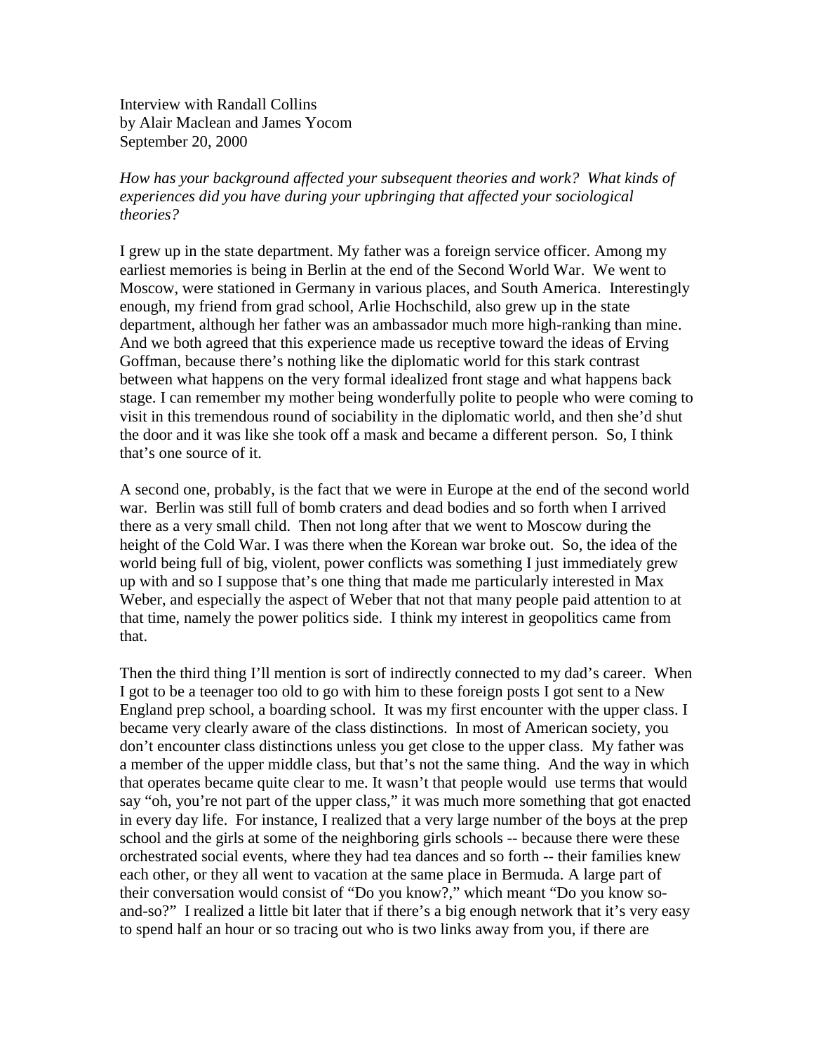Interview with Randall Collins
by Alair Maclean and James Yocom
September 20, 2000

*How has your background affected your subsequent theories and work? What kinds of experiences did you have during your upbringing that affected your sociological theories?*

I grew up in the state department. My father was a foreign service officer. Among my earliest memories is being in Berlin at the end of the Second World War. We went to Moscow, were stationed in Germany in various places, and South America. Interestingly enough, my friend from grad school, Arlie Hochschild, also grew up in the state department, although her father was an ambassador much more high-ranking than mine. And we both agreed that this experience made us receptive toward the ideas of Erving Goffman, because there's nothing like the diplomatic world for this stark contrast between what happens on the very formal idealized front stage and what happens back stage. I can remember my mother being wonderfully polite to people who were coming to visit in this tremendous round of sociability in the diplomatic world, and then she'd shut the door and it was like she took off a mask and became a different person. So, I think that's one source of it.

A second one, probably, is the fact that we were in Europe at the end of the second world war. Berlin was still full of bomb craters and dead bodies and so forth when I arrived there as a very small child. Then not long after that we went to Moscow during the height of the Cold War. I was there when the Korean war broke out. So, the idea of the world being full of big, violent, power conflicts was something I just immediately grew up with and so I suppose that's one thing that made me particularly interested in Max Weber, and especially the aspect of Weber that not that many people paid attention to at that time, namely the power politics side. I think my interest in geopolitics came from that.

Then the third thing I'll mention is sort of indirectly connected to my dad's career. When I got to be a teenager too old to go with him to these foreign posts I got sent to a New England prep school, a boarding school. It was my first encounter with the upper class. I became very clearly aware of the class distinctions. In most of American society, you don't encounter class distinctions unless you get close to the upper class. My father was a member of the upper middle class, but that's not the same thing. And the way in which that operates became quite clear to me. It wasn't that people would use terms that would say "oh, you're not part of the upper class," it was much more something that got enacted in every day life. For instance, I realized that a very large number of the boys at the prep school and the girls at some of the neighboring girls schools -- because there were these orchestrated social events, where they had tea dances and so forth -- their families knew each other, or they all went to vacation at the same place in Bermuda. A large part of their conversation would consist of "Do you know?," which meant "Do you know so-and-so?" I realized a little bit later that if there's a big enough network that it's very easy to spend half an hour or so tracing out who is two links away from you, if there are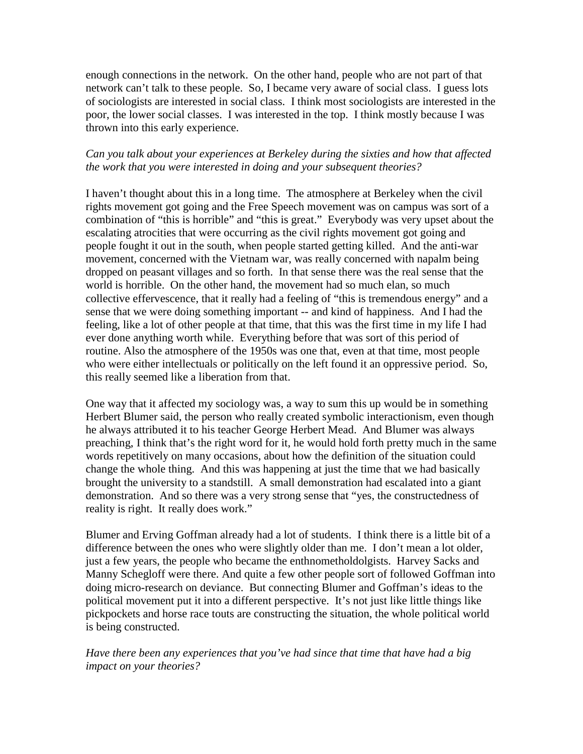enough connections in the network. On the other hand, people who are not part of that network can't talk to these people. So, I became very aware of social class. I guess lots of sociologists are interested in social class. I think most sociologists are interested in the poor, the lower social classes. I was interested in the top. I think mostly because I was thrown into this early experience.

*Can you talk about your experiences at Berkeley during the sixties and how that affected the work that you were interested in doing and your subsequent theories?*

I haven't thought about this in a long time. The atmosphere at Berkeley when the civil rights movement got going and the Free Speech movement was on campus was sort of a combination of "this is horrible" and "this is great." Everybody was very upset about the escalating atrocities that were occurring as the civil rights movement got going and people fought it out in the south, when people started getting killed. And the anti-war movement, concerned with the Vietnam war, was really concerned with napalm being dropped on peasant villages and so forth. In that sense there was the real sense that the world is horrible. On the other hand, the movement had so much elan, so much collective effervescence, that it really had a feeling of "this is tremendous energy" and a sense that we were doing something important -- and kind of happiness. And I had the feeling, like a lot of other people at that time, that this was the first time in my life I had ever done anything worth while. Everything before that was sort of this period of routine. Also the atmosphere of the 1950s was one that, even at that time, most people who were either intellectuals or politically on the left found it an oppressive period. So, this really seemed like a liberation from that.

One way that it affected my sociology was, a way to sum this up would be in something Herbert Blumer said, the person who really created symbolic interactionism, even though he always attributed it to his teacher George Herbert Mead. And Blumer was always preaching, I think that's the right word for it, he would hold forth pretty much in the same words repetitively on many occasions, about how the definition of the situation could change the whole thing. And this was happening at just the time that we had basically brought the university to a standstill. A small demonstration had escalated into a giant demonstration. And so there was a very strong sense that "yes, the constructedness of reality is right. It really does work."

Blumer and Erving Goffman already had a lot of students. I think there is a little bit of a difference between the ones who were slightly older than me. I don't mean a lot older, just a few years, the people who became the enthnometholdolgists. Harvey Sacks and Manny Schegloff were there. And quite a few other people sort of followed Goffman into doing micro-research on deviance. But connecting Blumer and Goffman's ideas to the political movement put it into a different perspective. It's not just like little things like pickpockets and horse race touts are constructing the situation, the whole political world is being constructed.

*Have there been any experiences that you've had since that time that have had a big impact on your theories?*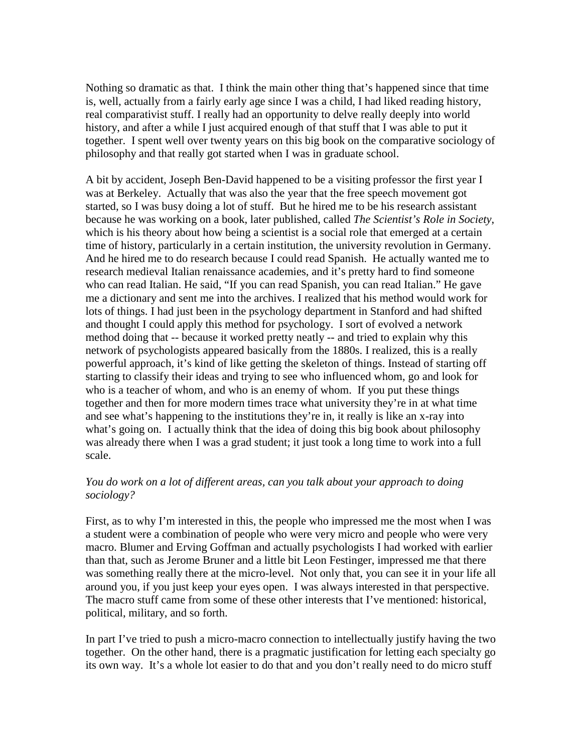Nothing so dramatic as that. I think the main other thing that's happened since that time is, well, actually from a fairly early age since I was a child, I had liked reading history, real comparativist stuff. I really had an opportunity to delve really deeply into world history, and after a while I just acquired enough of that stuff that I was able to put it together. I spent well over twenty years on this big book on the comparative sociology of philosophy and that really got started when I was in graduate school.

A bit by accident, Joseph Ben-David happened to be a visiting professor the first year I was at Berkeley. Actually that was also the year that the free speech movement got started, so I was busy doing a lot of stuff. But he hired me to be his research assistant because he was working on a book, later published, called *The Scientist's Role in Society*, which is his theory about how being a scientist is a social role that emerged at a certain time of history, particularly in a certain institution, the university revolution in Germany. And he hired me to do research because I could read Spanish. He actually wanted me to research medieval Italian renaissance academies, and it's pretty hard to find someone who can read Italian. He said, "If you can read Spanish, you can read Italian." He gave me a dictionary and sent me into the archives. I realized that his method would work for lots of things. I had just been in the psychology department in Stanford and had shifted and thought I could apply this method for psychology. I sort of evolved a network method doing that -- because it worked pretty neatly -- and tried to explain why this network of psychologists appeared basically from the 1880s. I realized, this is a really powerful approach, it's kind of like getting the skeleton of things. Instead of starting off starting to classify their ideas and trying to see who influenced whom, go and look for who is a teacher of whom, and who is an enemy of whom. If you put these things together and then for more modern times trace what university they're in at what time and see what's happening to the institutions they're in, it really is like an x-ray into what's going on. I actually think that the idea of doing this big book about philosophy was already there when I was a grad student; it just took a long time to work into a full scale.

*You do work on a lot of different areas, can you talk about your approach to doing sociology?*

First, as to why I'm interested in this, the people who impressed me the most when I was a student were a combination of people who were very micro and people who were very macro. Blumer and Erving Goffman and actually psychologists I had worked with earlier than that, such as Jerome Bruner and a little bit Leon Festinger, impressed me that there was something really there at the micro-level. Not only that, you can see it in your life all around you, if you just keep your eyes open. I was always interested in that perspective. The macro stuff came from some of these other interests that I've mentioned: historical, political, military, and so forth.

In part I've tried to push a micro-macro connection to intellectually justify having the two together. On the other hand, there is a pragmatic justification for letting each specialty go its own way. It's a whole lot easier to do that and you don't really need to do micro stuff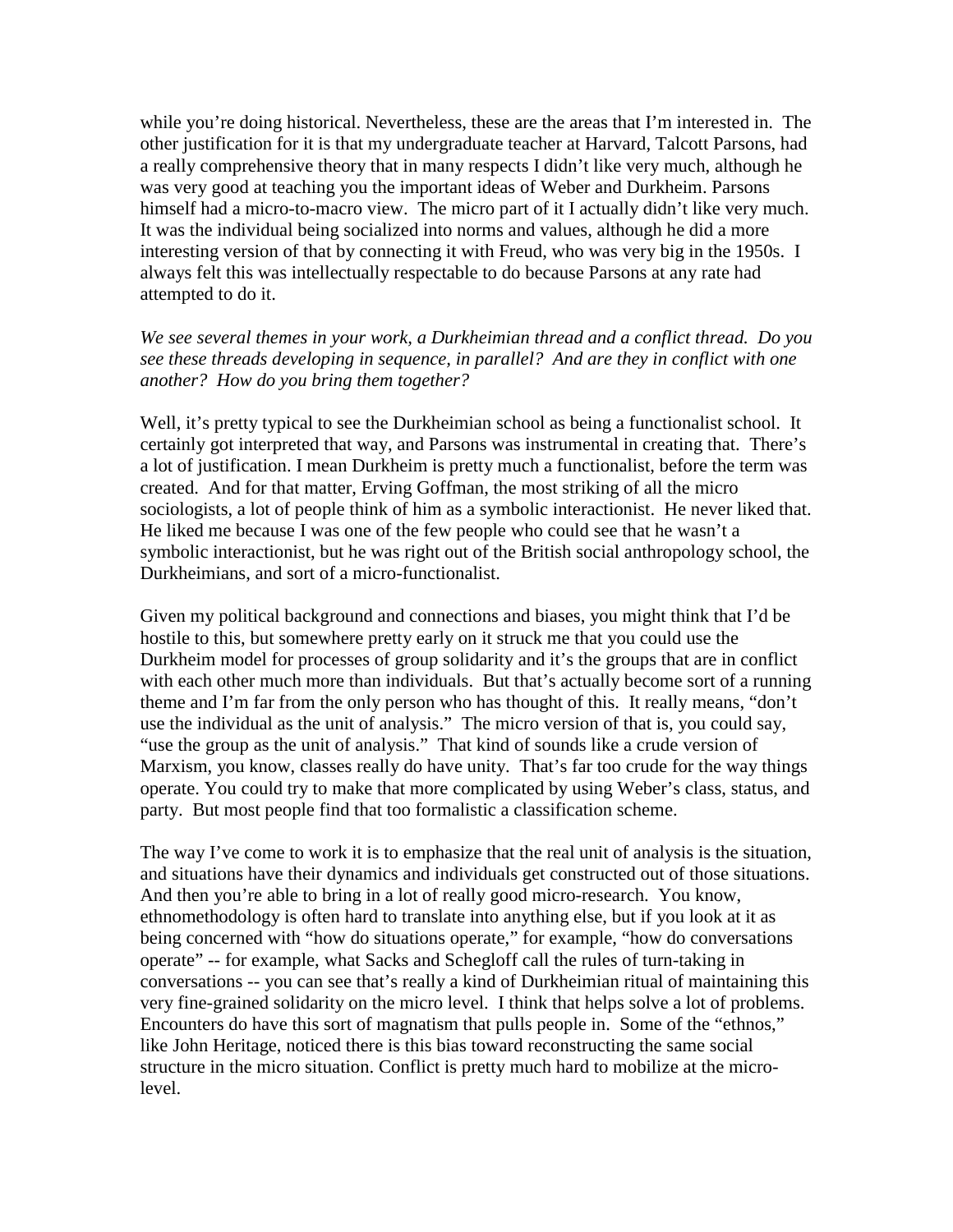while you're doing historical. Nevertheless, these are the areas that I'm interested in. The other justification for it is that my undergraduate teacher at Harvard, Talcott Parsons, had a really comprehensive theory that in many respects I didn't like very much, although he was very good at teaching you the important ideas of Weber and Durkheim. Parsons himself had a micro-to-macro view. The micro part of it I actually didn't like very much. It was the individual being socialized into norms and values, although he did a more interesting version of that by connecting it with Freud, who was very big in the 1950s. I always felt this was intellectually respectable to do because Parsons at any rate had attempted to do it.

*We see several themes in your work, a Durkheimian thread and a conflict thread. Do you see these threads developing in sequence, in parallel? And are they in conflict with one another? How do you bring them together?*

Well, it's pretty typical to see the Durkheimian school as being a functionalist school. It certainly got interpreted that way, and Parsons was instrumental in creating that. There's a lot of justification. I mean Durkheim is pretty much a functionalist, before the term was created. And for that matter, Erving Goffman, the most striking of all the micro sociologists, a lot of people think of him as a symbolic interactionist. He never liked that. He liked me because I was one of the few people who could see that he wasn't a symbolic interactionist, but he was right out of the British social anthropology school, the Durkheimians, and sort of a micro-functionalist.

Given my political background and connections and biases, you might think that I'd be hostile to this, but somewhere pretty early on it struck me that you could use the Durkheim model for processes of group solidarity and it's the groups that are in conflict with each other much more than individuals. But that's actually become sort of a running theme and I'm far from the only person who has thought of this. It really means, "don't use the individual as the unit of analysis." The micro version of that is, you could say, "use the group as the unit of analysis." That kind of sounds like a crude version of Marxism, you know, classes really do have unity. That's far too crude for the way things operate. You could try to make that more complicated by using Weber's class, status, and party. But most people find that too formalistic a classification scheme.

The way I've come to work it is to emphasize that the real unit of analysis is the situation, and situations have their dynamics and individuals get constructed out of those situations. And then you're able to bring in a lot of really good micro-research. You know, ethnomethodology is often hard to translate into anything else, but if you look at it as being concerned with "how do situations operate," for example, "how do conversations operate" -- for example, what Sacks and Schegloff call the rules of turn-taking in conversations -- you can see that's really a kind of Durkheimian ritual of maintaining this very fine-grained solidarity on the micro level. I think that helps solve a lot of problems. Encounters do have this sort of magnatism that pulls people in. Some of the "ethnos," like John Heritage, noticed there is this bias toward reconstructing the same social structure in the micro situation. Conflict is pretty much hard to mobilize at the micro-level.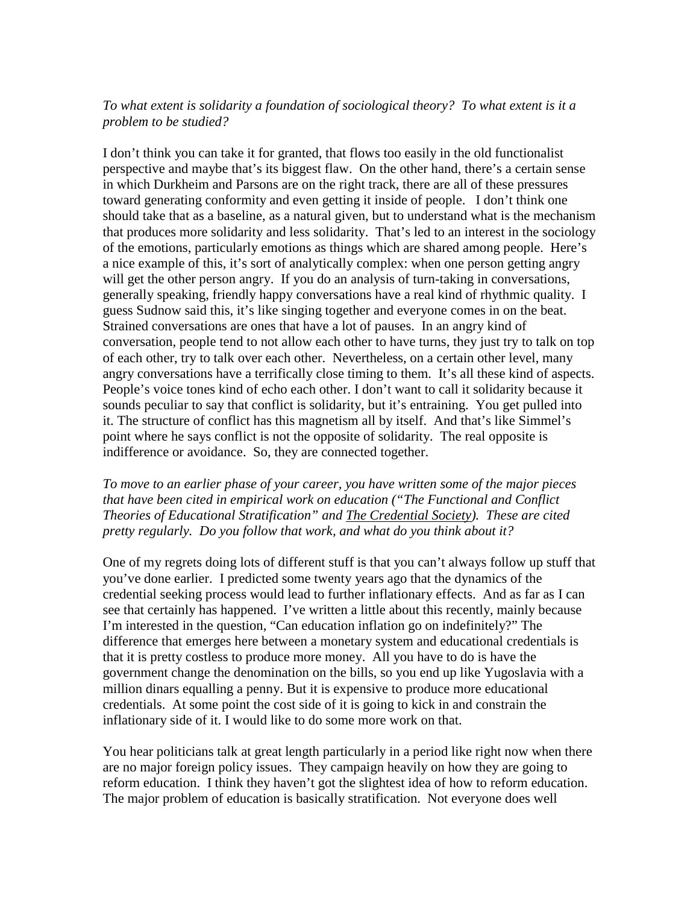*To what extent is solidarity a foundation of sociological theory? To what extent is it a problem to be studied?*

I don't think you can take it for granted, that flows too easily in the old functionalist perspective and maybe that's its biggest flaw. On the other hand, there's a certain sense in which Durkheim and Parsons are on the right track, there are all of these pressures toward generating conformity and even getting it inside of people. I don't think one should take that as a baseline, as a natural given, but to understand what is the mechanism that produces more solidarity and less solidarity. That's led to an interest in the sociology of the emotions, particularly emotions as things which are shared among people. Here's a nice example of this, it's sort of analytically complex: when one person getting angry will get the other person angry. If you do an analysis of turn-taking in conversations, generally speaking, friendly happy conversations have a real kind of rhythmic quality. I guess Sudnow said this, it's like singing together and everyone comes in on the beat. Strained conversations are ones that have a lot of pauses. In an angry kind of conversation, people tend to not allow each other to have turns, they just try to talk on top of each other, try to talk over each other. Nevertheless, on a certain other level, many angry conversations have a terrifically close timing to them. It's all these kind of aspects. People's voice tones kind of echo each other. I don't want to call it solidarity because it sounds peculiar to say that conflict is solidarity, but it's entraining. You get pulled into it. The structure of conflict has this magnetism all by itself. And that's like Simmel's point where he says conflict is not the opposite of solidarity. The real opposite is indifference or avoidance. So, they are connected together.

*To move to an earlier phase of your career, you have written some of the major pieces that have been cited in empirical work on education ("The Functional and Conflict Theories of Educational Stratification" and <u>The Credential Society</u>). These are cited pretty regularly. Do you follow that work, and what do you think about it?*

One of my regrets doing lots of different stuff is that you can't always follow up stuff that you've done earlier. I predicted some twenty years ago that the dynamics of the credential seeking process would lead to further inflationary effects. And as far as I can see that certainly has happened. I've written a little about this recently, mainly because I'm interested in the question, "Can education inflation go on indefinitely?" The difference that emerges here between a monetary system and educational credentials is that it is pretty costless to produce more money. All you have to do is have the government change the denomination on the bills, so you end up like Yugoslavia with a million dinars equalling a penny. But it is expensive to produce more educational credentials. At some point the cost side of it is going to kick in and constrain the inflationary side of it. I would like to do some more work on that.

You hear politicians talk at great length particularly in a period like right now when there are no major foreign policy issues. They campaign heavily on how they are going to reform education. I think they haven't got the slightest idea of how to reform education. The major problem of education is basically stratification. Not everyone does well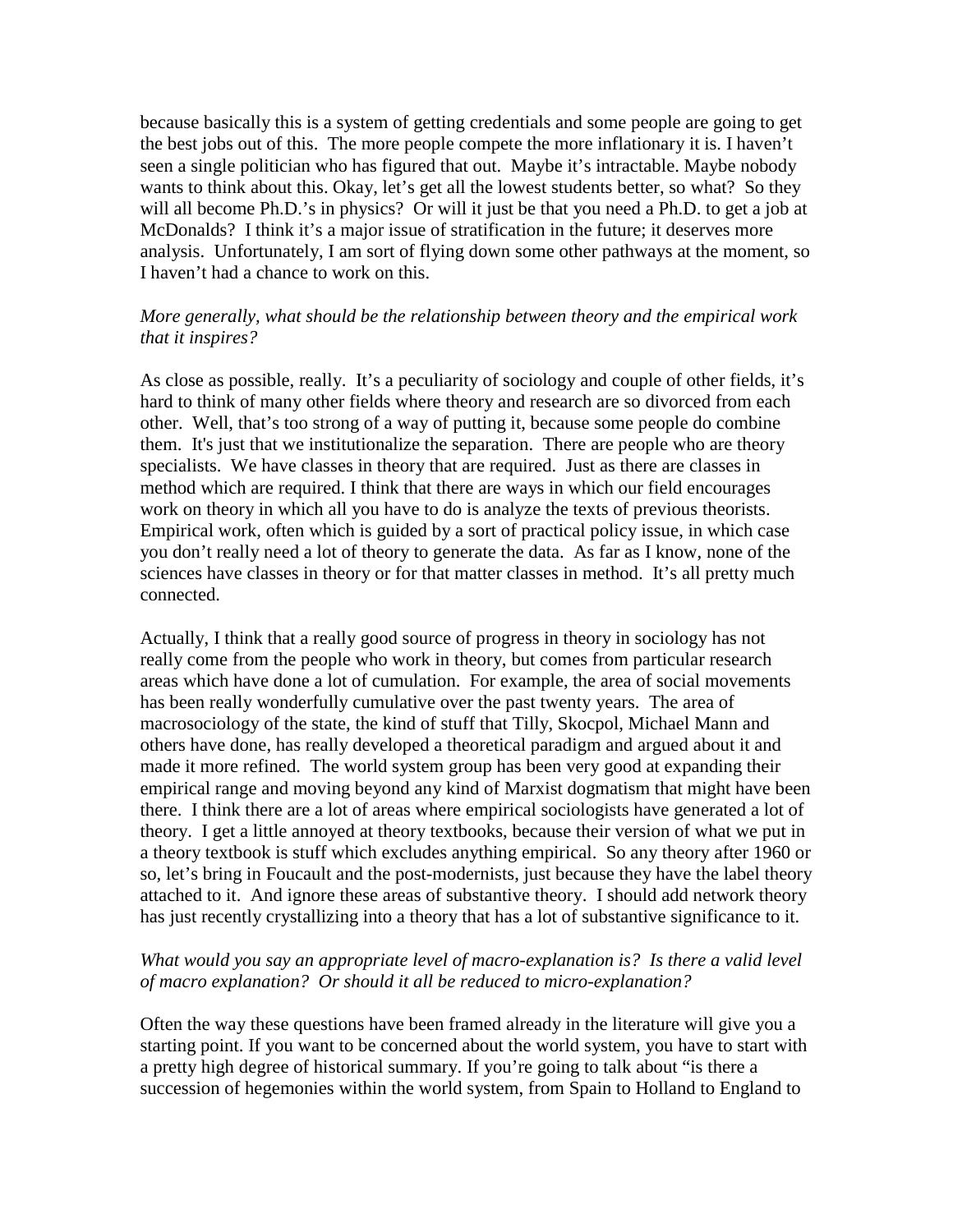because basically this is a system of getting credentials and some people are going to get the best jobs out of this. The more people compete the more inflationary it is. I haven't seen a single politician who has figured that out. Maybe it's intractable. Maybe nobody wants to think about this. Okay, let's get all the lowest students better, so what? So they will all become Ph.D.'s in physics? Or will it just be that you need a Ph.D. to get a job at McDonalds? I think it's a major issue of stratification in the future; it deserves more analysis. Unfortunately, I am sort of flying down some other pathways at the moment, so I haven't had a chance to work on this.

*More generally, what should be the relationship between theory and the empirical work that it inspires?*

As close as possible, really. It's a peculiarity of sociology and couple of other fields, it's hard to think of many other fields where theory and research are so divorced from each other. Well, that's too strong of a way of putting it, because some people do combine them. It's just that we institutionalize the separation. There are people who are theory specialists. We have classes in theory that are required. Just as there are classes in method which are required. I think that there are ways in which our field encourages work on theory in which all you have to do is analyze the texts of previous theorists. Empirical work, often which is guided by a sort of practical policy issue, in which case you don't really need a lot of theory to generate the data. As far as I know, none of the sciences have classes in theory or for that matter classes in method. It's all pretty much connected.

Actually, I think that a really good source of progress in theory in sociology has not really come from the people who work in theory, but comes from particular research areas which have done a lot of cumulation. For example, the area of social movements has been really wonderfully cumulative over the past twenty years. The area of macrosociology of the state, the kind of stuff that Tilly, Skocpol, Michael Mann and others have done, has really developed a theoretical paradigm and argued about it and made it more refined. The world system group has been very good at expanding their empirical range and moving beyond any kind of Marxist dogmatism that might have been there. I think there are a lot of areas where empirical sociologists have generated a lot of theory. I get a little annoyed at theory textbooks, because their version of what we put in a theory textbook is stuff which excludes anything empirical. So any theory after 1960 or so, let's bring in Foucault and the post-modernists, just because they have the label theory attached to it. And ignore these areas of substantive theory. I should add network theory has just recently crystallizing into a theory that has a lot of substantive significance to it.

*What would you say an appropriate level of macro-explanation is? Is there a valid level of macro explanation? Or should it all be reduced to micro-explanation?*

Often the way these questions have been framed already in the literature will give you a starting point. If you want to be concerned about the world system, you have to start with a pretty high degree of historical summary. If you're going to talk about "is there a succession of hegemonies within the world system, from Spain to Holland to England to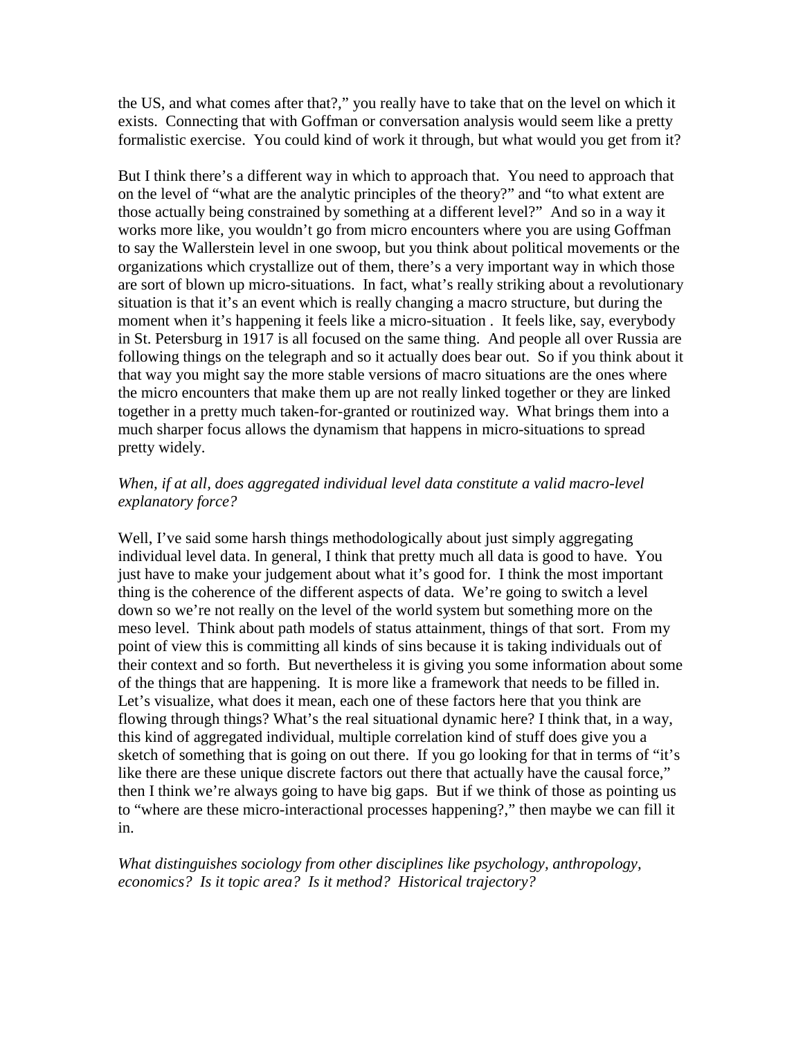the US, and what comes after that?," you really have to take that on the level on which it exists. Connecting that with Goffman or conversation analysis would seem like a pretty formalistic exercise. You could kind of work it through, but what would you get from it?

But I think there's a different way in which to approach that. You need to approach that on the level of "what are the analytic principles of the theory?" and "to what extent are those actually being constrained by something at a different level?" And so in a way it works more like, you wouldn't go from micro encounters where you are using Goffman to say the Wallerstein level in one swoop, but you think about political movements or the organizations which crystallize out of them, there's a very important way in which those are sort of blown up micro-situations. In fact, what's really striking about a revolutionary situation is that it's an event which is really changing a macro structure, but during the moment when it's happening it feels like a micro-situation . It feels like, say, everybody in St. Petersburg in 1917 is all focused on the same thing. And people all over Russia are following things on the telegraph and so it actually does bear out. So if you think about it that way you might say the more stable versions of macro situations are the ones where the micro encounters that make them up are not really linked together or they are linked together in a pretty much taken-for-granted or routinized way. What brings them into a much sharper focus allows the dynamism that happens in micro-situations to spread pretty widely.

*When, if at all, does aggregated individual level data constitute a valid macro-level explanatory force?*

Well, I've said some harsh things methodologically about just simply aggregating individual level data. In general, I think that pretty much all data is good to have. You just have to make your judgement about what it's good for. I think the most important thing is the coherence of the different aspects of data. We're going to switch a level down so we're not really on the level of the world system but something more on the meso level. Think about path models of status attainment, things of that sort. From my point of view this is committing all kinds of sins because it is taking individuals out of their context and so forth. But nevertheless it is giving you some information about some of the things that are happening. It is more like a framework that needs to be filled in. Let's visualize, what does it mean, each one of these factors here that you think are flowing through things? What's the real situational dynamic here? I think that, in a way, this kind of aggregated individual, multiple correlation kind of stuff does give you a sketch of something that is going on out there. If you go looking for that in terms of "it's like there are these unique discrete factors out there that actually have the causal force," then I think we're always going to have big gaps. But if we think of those as pointing us to "where are these micro-interactional processes happening?," then maybe we can fill it in.

*What distinguishes sociology from other disciplines like psychology, anthropology, economics? Is it topic area? Is it method? Historical trajectory?*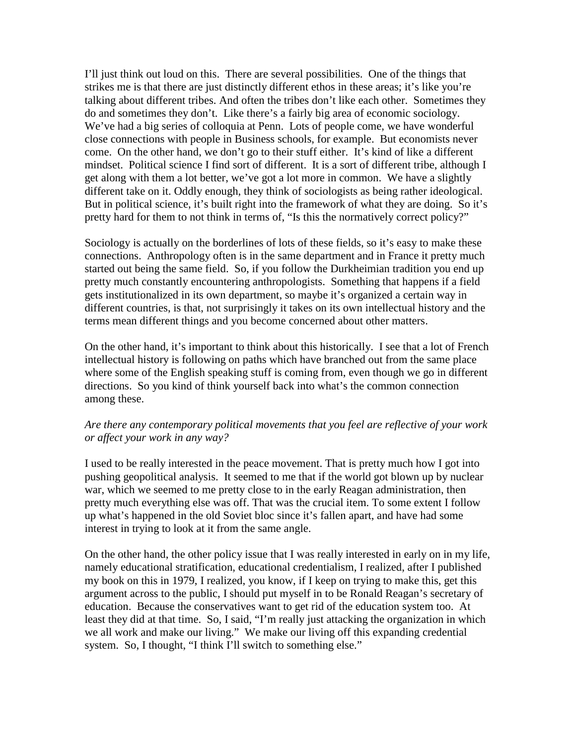I'll just think out loud on this. There are several possibilities. One of the things that strikes me is that there are just distinctly different ethos in these areas; it's like you're talking about different tribes. And often the tribes don't like each other. Sometimes they do and sometimes they don't. Like there's a fairly big area of economic sociology. We've had a big series of colloquia at Penn. Lots of people come, we have wonderful close connections with people in Business schools, for example. But economists never come. On the other hand, we don't go to their stuff either. It's kind of like a different mindset. Political science I find sort of different. It is a sort of different tribe, although I get along with them a lot better, we've got a lot more in common. We have a slightly different take on it. Oddly enough, they think of sociologists as being rather ideological. But in political science, it's built right into the framework of what they are doing. So it's pretty hard for them to not think in terms of, "Is this the normatively correct policy?"

Sociology is actually on the borderlines of lots of these fields, so it's easy to make these connections. Anthropology often is in the same department and in France it pretty much started out being the same field. So, if you follow the Durkheimian tradition you end up pretty much constantly encountering anthropologists. Something that happens if a field gets institutionalized in its own department, so maybe it's organized a certain way in different countries, is that, not surprisingly it takes on its own intellectual history and the terms mean different things and you become concerned about other matters.

On the other hand, it's important to think about this historically. I see that a lot of French intellectual history is following on paths which have branched out from the same place where some of the English speaking stuff is coming from, even though we go in different directions. So you kind of think yourself back into what's the common connection among these.

*Are there any contemporary political movements that you feel are reflective of your work or affect your work in any way?*

I used to be really interested in the peace movement. That is pretty much how I got into pushing geopolitical analysis. It seemed to me that if the world got blown up by nuclear war, which we seemed to me pretty close to in the early Reagan administration, then pretty much everything else was off. That was the crucial item. To some extent I follow up what's happened in the old Soviet bloc since it's fallen apart, and have had some interest in trying to look at it from the same angle.

On the other hand, the other policy issue that I was really interested in early on in my life, namely educational stratification, educational credentialism, I realized, after I published my book on this in 1979, I realized, you know, if I keep on trying to make this, get this argument across to the public, I should put myself in to be Ronald Reagan's secretary of education. Because the conservatives want to get rid of the education system too. At least they did at that time. So, I said, "I'm really just attacking the organization in which we all work and make our living." We make our living off this expanding credential system. So, I thought, "I think I'll switch to something else."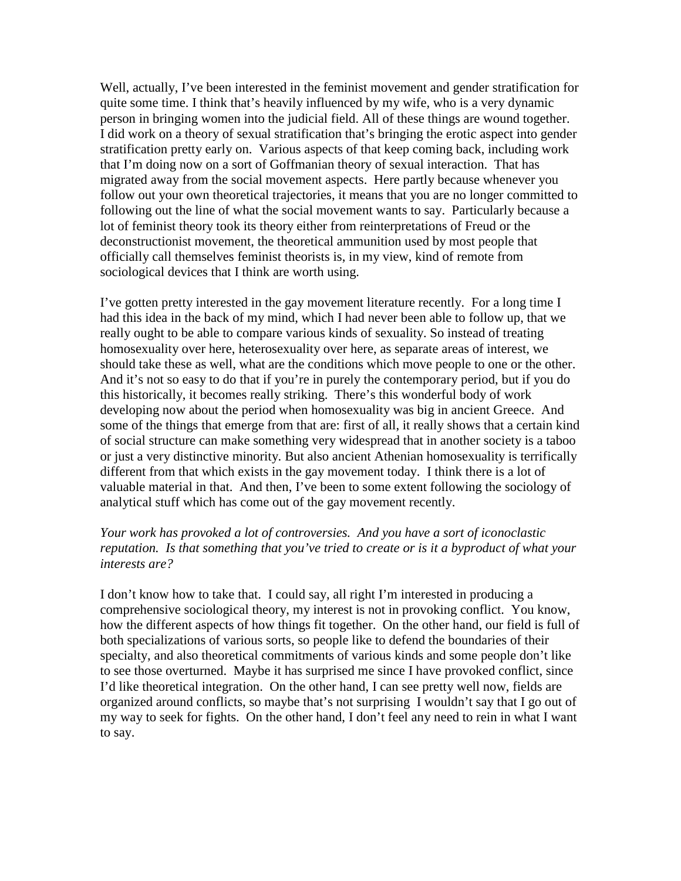Well, actually, I've been interested in the feminist movement and gender stratification for quite some time. I think that's heavily influenced by my wife, who is a very dynamic person in bringing women into the judicial field. All of these things are wound together. I did work on a theory of sexual stratification that's bringing the erotic aspect into gender stratification pretty early on. Various aspects of that keep coming back, including work that I'm doing now on a sort of Goffmanian theory of sexual interaction. That has migrated away from the social movement aspects. Here partly because whenever you follow out your own theoretical trajectories, it means that you are no longer committed to following out the line of what the social movement wants to say. Particularly because a lot of feminist theory took its theory either from reinterpretations of Freud or the deconstructionist movement, the theoretical ammunition used by most people that officially call themselves feminist theorists is, in my view, kind of remote from sociological devices that I think are worth using.

I've gotten pretty interested in the gay movement literature recently. For a long time I had this idea in the back of my mind, which I had never been able to follow up, that we really ought to be able to compare various kinds of sexuality. So instead of treating homosexuality over here, heterosexuality over here, as separate areas of interest, we should take these as well, what are the conditions which move people to one or the other. And it's not so easy to do that if you're in purely the contemporary period, but if you do this historically, it becomes really striking. There's this wonderful body of work developing now about the period when homosexuality was big in ancient Greece. And some of the things that emerge from that are: first of all, it really shows that a certain kind of social structure can make something very widespread that in another society is a taboo or just a very distinctive minority. But also ancient Athenian homosexuality is terrifically different from that which exists in the gay movement today. I think there is a lot of valuable material in that. And then, I've been to some extent following the sociology of analytical stuff which has come out of the gay movement recently.

*Your work has provoked a lot of controversies. And you have a sort of iconoclastic reputation. Is that something that you've tried to create or is it a byproduct of what your interests are?*

I don't know how to take that. I could say, all right I'm interested in producing a comprehensive sociological theory, my interest is not in provoking conflict. You know, how the different aspects of how things fit together. On the other hand, our field is full of both specializations of various sorts, so people like to defend the boundaries of their specialty, and also theoretical commitments of various kinds and some people don't like to see those overturned. Maybe it has surprised me since I have provoked conflict, since I'd like theoretical integration. On the other hand, I can see pretty well now, fields are organized around conflicts, so maybe that's not surprising I wouldn't say that I go out of my way to seek for fights. On the other hand, I don't feel any need to rein in what I want to say.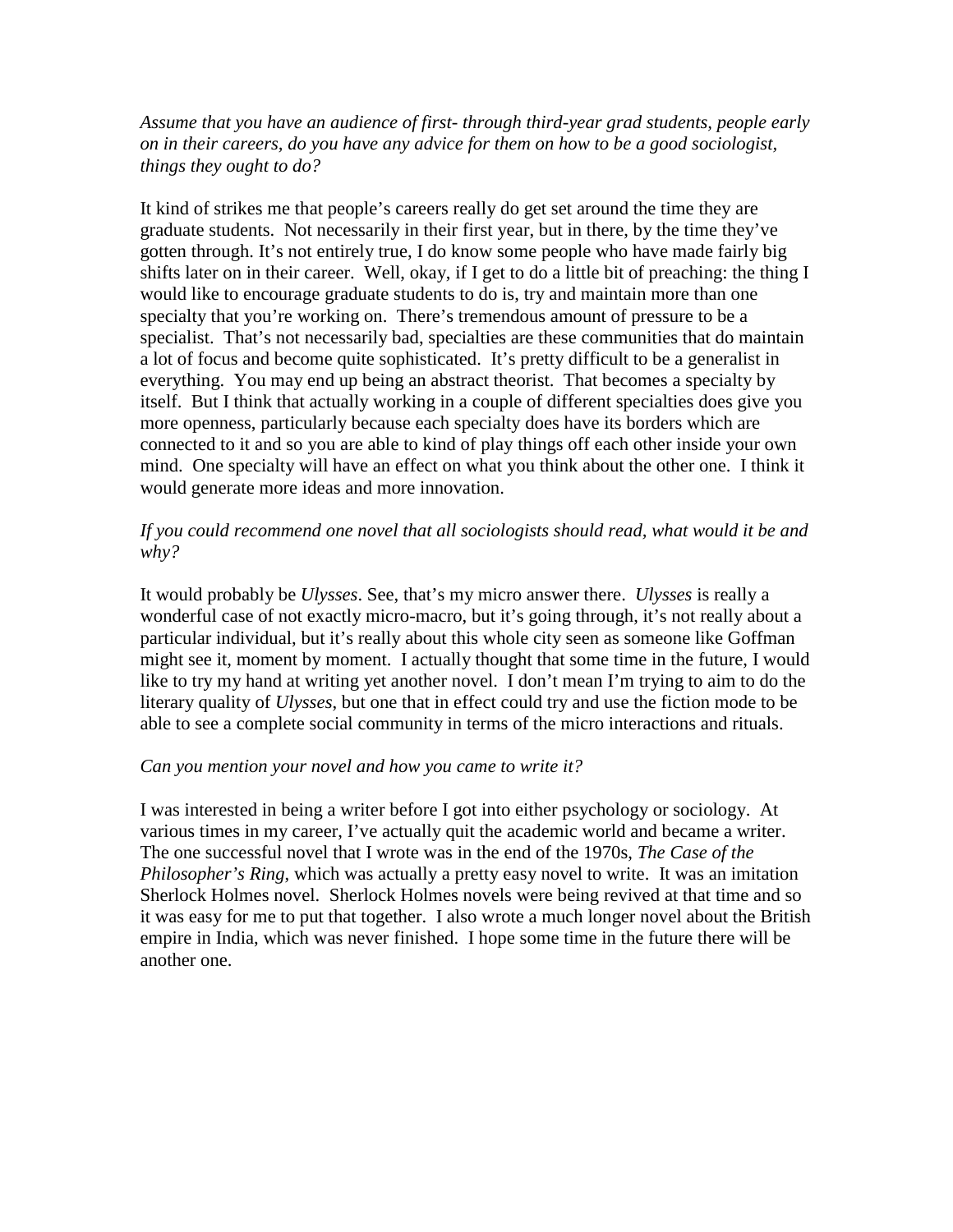*Assume that you have an audience of first- through third-year grad students, people early on in their careers, do you have any advice for them on how to be a good sociologist, things they ought to do?*

It kind of strikes me that people's careers really do get set around the time they are graduate students. Not necessarily in their first year, but in there, by the time they've gotten through. It's not entirely true, I do know some people who have made fairly big shifts later on in their career. Well, okay, if I get to do a little bit of preaching: the thing I would like to encourage graduate students to do is, try and maintain more than one specialty that you're working on. There's tremendous amount of pressure to be a specialist. That's not necessarily bad, specialties are these communities that do maintain a lot of focus and become quite sophisticated. It's pretty difficult to be a generalist in everything. You may end up being an abstract theorist. That becomes a specialty by itself. But I think that actually working in a couple of different specialties does give you more openness, particularly because each specialty does have its borders which are connected to it and so you are able to kind of play things off each other inside your own mind. One specialty will have an effect on what you think about the other one. I think it would generate more ideas and more innovation.

*If you could recommend one novel that all sociologists should read, what would it be and why?*

It would probably be *Ulysses*. See, that's my micro answer there. *Ulysses* is really a wonderful case of not exactly micro-macro, but it's going through, it's not really about a particular individual, but it's really about this whole city seen as someone like Goffman might see it, moment by moment. I actually thought that some time in the future, I would like to try my hand at writing yet another novel. I don't mean I'm trying to aim to do the literary quality of *Ulysses*, but one that in effect could try and use the fiction mode to be able to see a complete social community in terms of the micro interactions and rituals.

*Can you mention your novel and how you came to write it?*

I was interested in being a writer before I got into either psychology or sociology. At various times in my career, I've actually quit the academic world and became a writer. The one successful novel that I wrote was in the end of the 1970s, *The Case of the Philosopher's Ring*, which was actually a pretty easy novel to write. It was an imitation Sherlock Holmes novel. Sherlock Holmes novels were being revived at that time and so it was easy for me to put that together. I also wrote a much longer novel about the British empire in India, which was never finished. I hope some time in the future there will be another one.